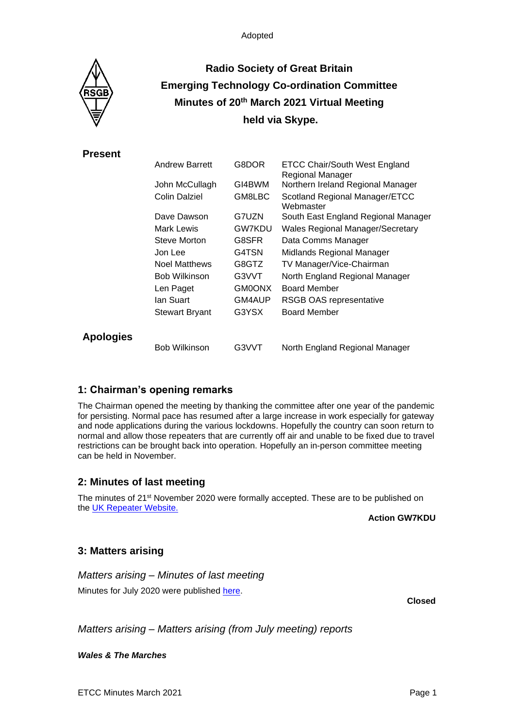Adopted

# Radio Society of Great Britain
# Emerging Technology Co-ordination Committee
# Minutes of 20th March 2021 Virtual Meeting
# held via Skype.

## Present

| | | |
|---|---|---|
| Andrew Barrett | G8DOR | ETCC Chair/South West England Regional Manager |
| John McCullagh | GI4BWM | Northern Ireland Regional Manager |
| Colin Dalziel | GM8LBC | Scotland Regional Manager/ETCC Webmaster |
| Dave Dawson | G7UZN | South East England Regional Manager |
| Mark Lewis | GW7KDU | Wales Regional Manager/Secretary |
| Steve Morton | G8SFR | Data Comms Manager |
| Jon Lee | G4TSN | Midlands Regional Manager |
| Noel Matthews | G8GTZ | TV Manager/Vice-Chairman |
| Bob Wilkinson | G3VVT | North England Regional Manager |
| Len Paget | GM0ONX | Board Member |
| Ian Suart | GM4AUP | RSGB OAS representative |
| Stewart Bryant | G3YSX | Board Member |

## Apologies

| | | |
|---|---|---|
| Bob Wilkinson | G3VVT | North England Regional Manager |

## 1: Chairman's opening remarks

The Chairman opened the meeting by thanking the committee after one year of the pandemic for persisting. Normal pace has resumed after a large increase in work especially for gateway and node applications during the various lockdowns. Hopefully the country can soon return to normal and allow those repeaters that are currently off air and unable to be fixed due to travel restrictions can be brought back into operation. Hopefully an in-person committee meeting can be held in November.

## 2: Minutes of last meeting

The minutes of 21st November 2020 were formally accepted. These are to be published on the UK Repeater Website.

**Action GW7KDU**

## 3: Matters arising

### *Matters arising – Minutes of last meeting*

Minutes for July 2020 were published here.

**Closed**

### *Matters arising – Matters arising (from July meeting) reports*

***Wales & The Marches***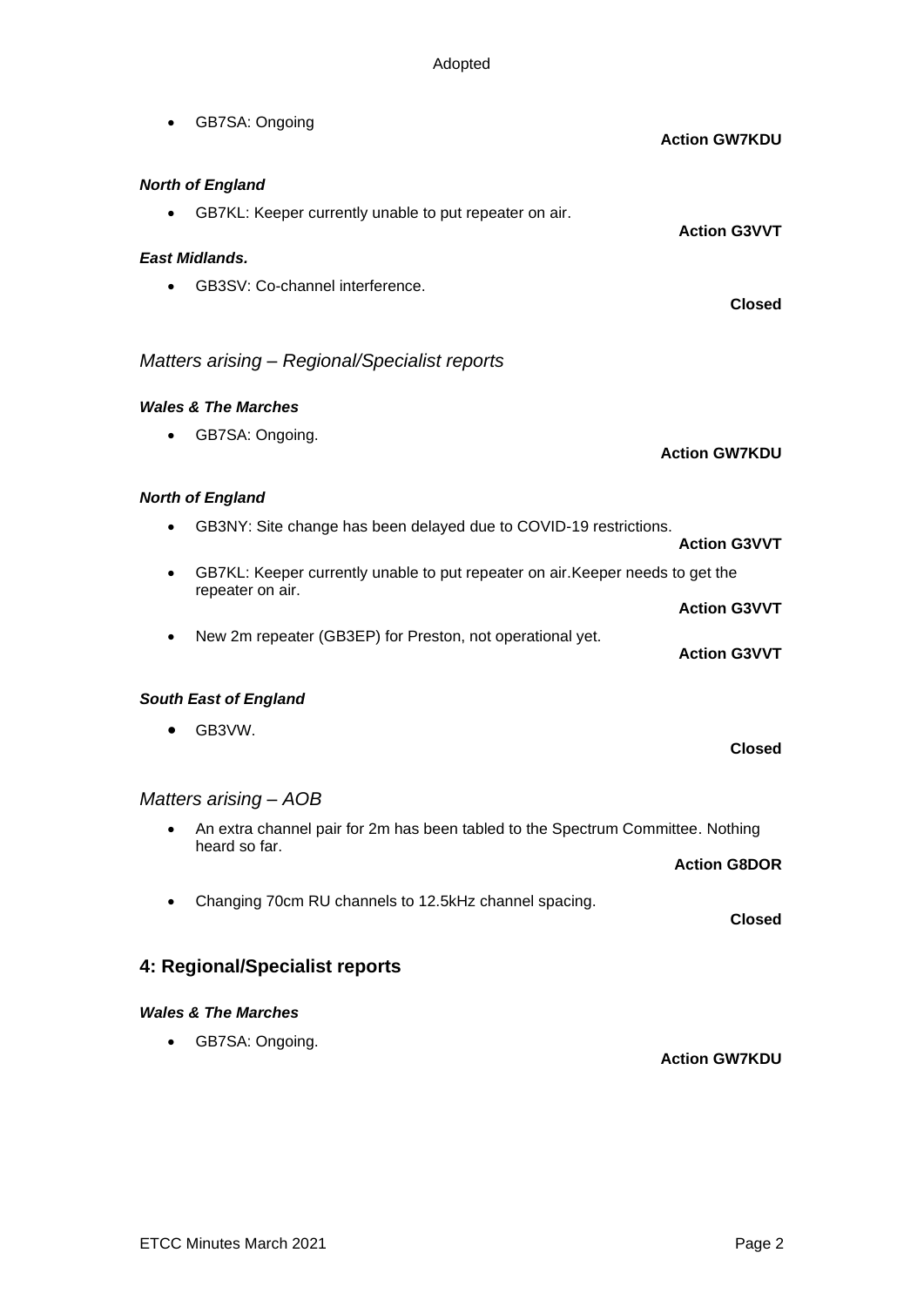Adopted

- GB7SA: Ongoing

**Action GW7KDU**

***North of England***

- GB7KL: Keeper currently unable to put repeater on air.

**Action G3VVT**

***East Midlands.***

- GB3SV: Co-channel interference.

**Closed**

### *Matters arising – Regional/Specialist reports*

***Wales & The Marches***

- GB7SA: Ongoing.

**Action GW7KDU**

***North of England***

- GB3NY: Site change has been delayed due to COVID-19 restrictions.

**Action G3VVT**

- GB7KL: Keeper currently unable to put repeater on air.Keeper needs to get the repeater on air.

**Action G3VVT**

- New 2m repeater (GB3EP) for Preston, not operational yet.

**Action G3VVT**

***South East of England***

- GB3VW.

**Closed**

### *Matters arising – AOB*

- An extra channel pair for 2m has been tabled to the Spectrum Committee. Nothing heard so far.

**Action G8DOR**

- Changing 70cm RU channels to 12.5kHz channel spacing.

**Closed**

## 4: Regional/Specialist reports

***Wales & The Marches***

- GB7SA: Ongoing.

**Action GW7KDU**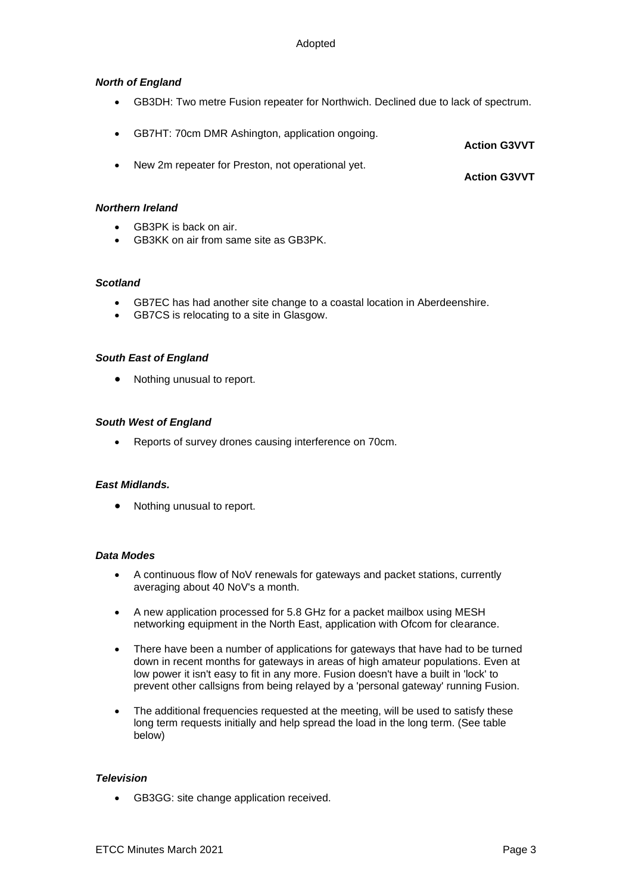Adopted

### *North of England*

- GB3DH: Two metre Fusion repeater for Northwich. Declined due to lack of spectrum.

- GB7HT: 70cm DMR Ashington, application ongoing.

  **Action G3VVT**

- New 2m repeater for Preston, not operational yet.

  **Action G3VVT**

### *Northern Ireland*

- GB3PK is back on air.
- GB3KK on air from same site as GB3PK.

### *Scotland*

- GB7EC has had another site change to a coastal location in Aberdeenshire.
- GB7CS is relocating to a site in Glasgow.

### *South East of England*

- Nothing unusual to report.

### *South West of England*

- Reports of survey drones causing interference on 70cm.

### *East Midlands.*

- Nothing unusual to report.

### *Data Modes*

- A continuous flow of NoV renewals for gateways and packet stations, currently averaging about 40 NoV's a month.

- A new application processed for 5.8 GHz for a packet mailbox using MESH networking equipment in the North East, application with Ofcom for clearance.

- There have been a number of applications for gateways that have had to be turned down in recent months for gateways in areas of high amateur populations. Even at low power it isn't easy to fit in any more. Fusion doesn't have a built in 'lock' to prevent other callsigns from being relayed by a 'personal gateway' running Fusion.

- The additional frequencies requested at the meeting, will be used to satisfy these long term requests initially and help spread the load in the long term. (See table below)

### *Television*

- GB3GG: site change application received.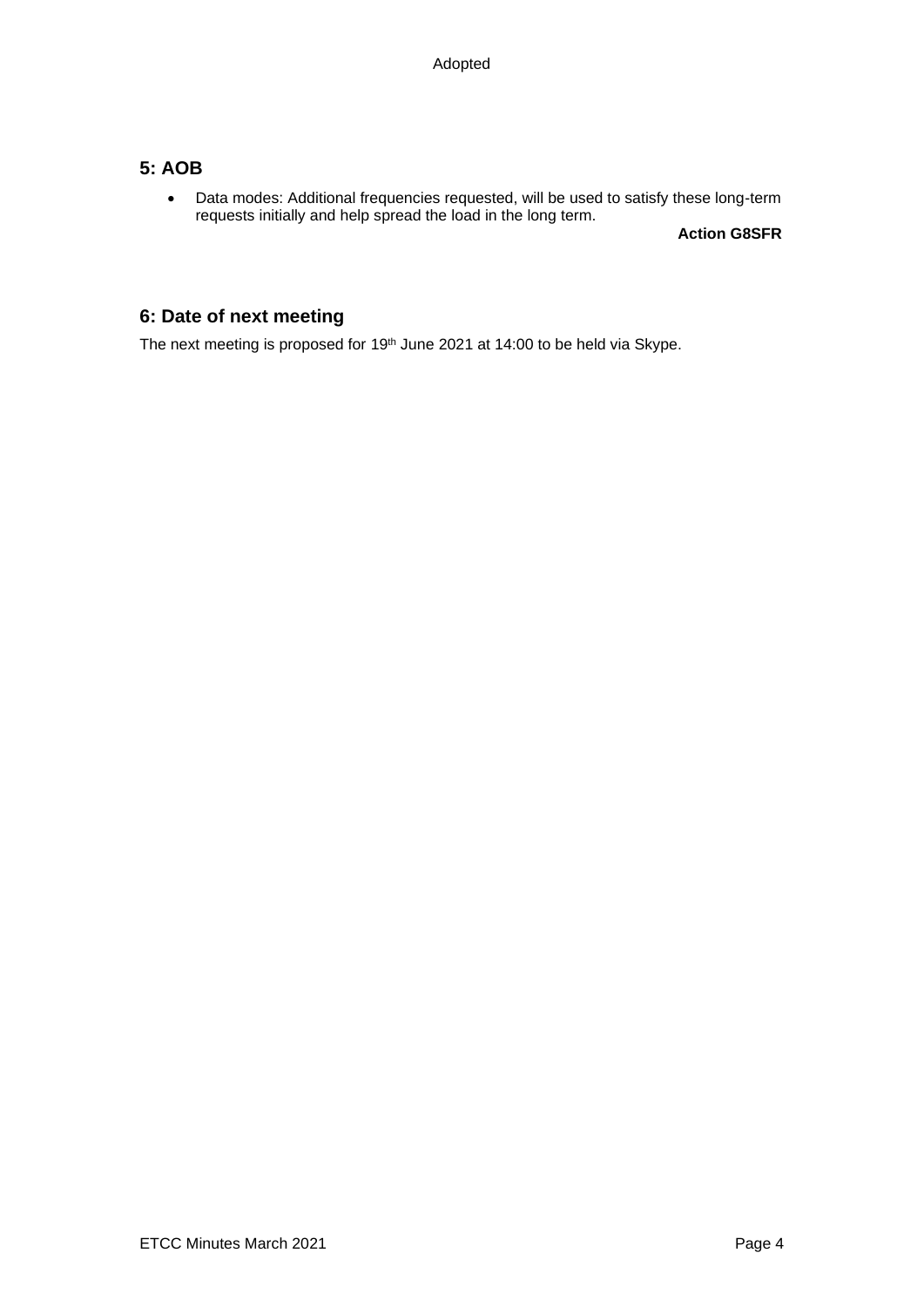## 5: AOB

- Data modes: Additional frequencies requested, will be used to satisfy these long-term requests initially and help spread the load in the long term.

**Action G8SFR**

## 6: Date of next meeting

The next meeting is proposed for 19th June 2021 at 14:00 to be held via Skype.